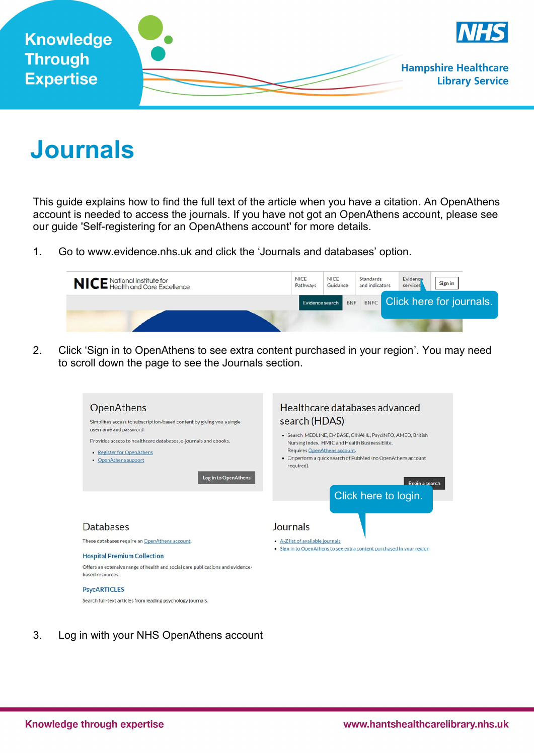# Journals

This guide explains how to find the full text of the article when you have a citation. An OpenAthens account is needed to access the journals. If you have not got an OpenAthens account, please see our guide 'Self-registering for an OpenAthens account' for more details.

1. Go to www.evidence.nhs.uk and click the 'Journals and databases' option.

2. Click 'Sign in to OpenAthens to see extra content purchased in your region'. You may need to scroll down the page to see the Journals section.

3. Log in with your NHS OpenAthens account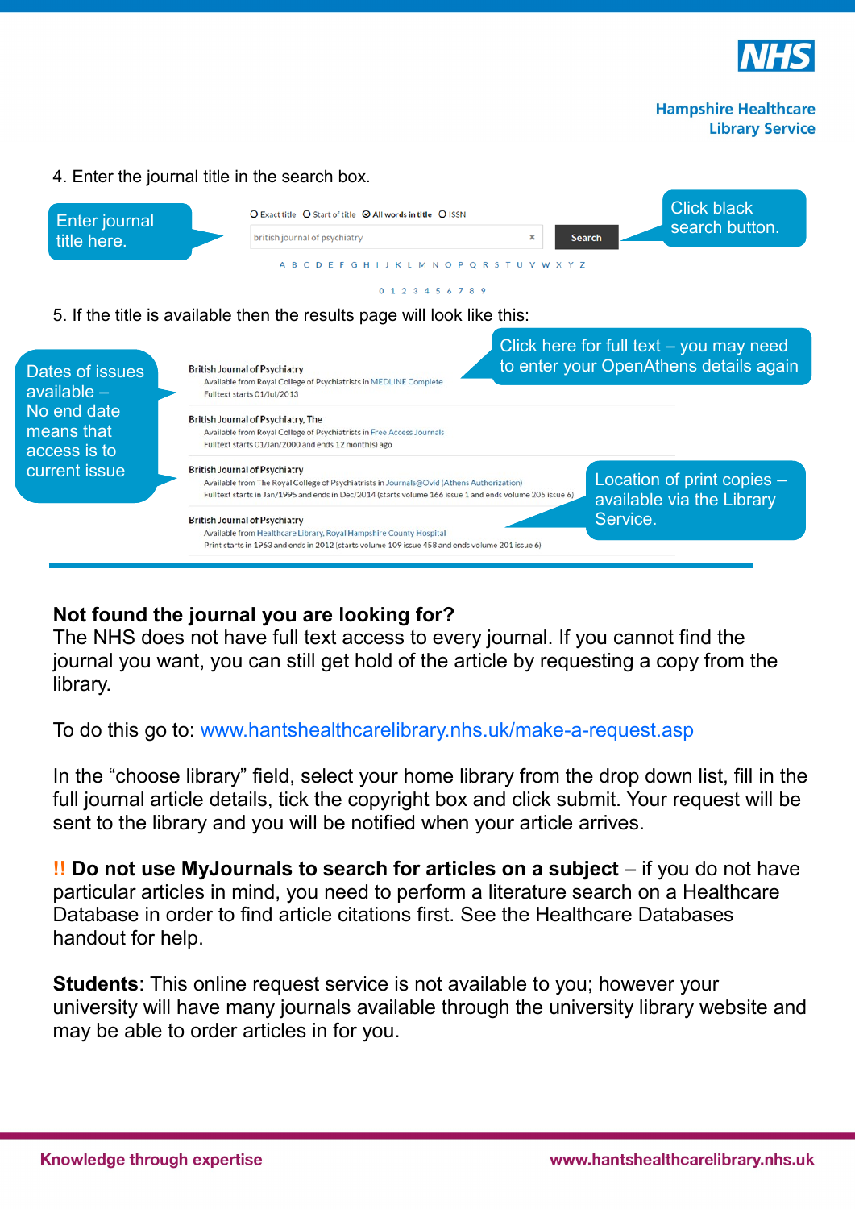4. Enter the journal title in the search box.

Enter journal title here.

Exact title   Start of title   All words in title   ISSN

british journal of psychiatry   Search

Click black search button.

A B C D E F G H I J K L M N O P Q R S T U V W X Y Z

0 1 2 3 4 5 6 7 8 9

5. If the title is available then the results page will look like this:

Dates of issues available – No end date means that access is to current issue

Click here for full text – you may need to enter your OpenAthens details again

British Journal of Psychiatry
Available from Royal College of Psychiatrists in MEDLINE Complete
Fulltext starts 01/Jul/2013

British Journal of Psychiatry, The
Available from Royal College of Psychiatrists in Free Access Journals
Fulltext starts 01/Jan/2000 and ends 12 month(s) ago

British Journal of Psychiatry
Available from The Royal College of Psychiatrists in Journals@Ovid (Athens Authorization)
Fulltext starts in Jan/1995 and ends in Dec/2014 (starts volume 166 issue 1 and ends volume 205 issue 6)

British Journal of Psychiatry
Available from Healthcare Library, Royal Hampshire County Hospital
Print starts in 1963 and ends in 2012 (starts volume 109 issue 458 and ends volume 201 issue 6)

Location of print copies – available via the Library Service.

**Not found the journal you are looking for?**

The NHS does not have full text access to every journal. If you cannot find the journal you want, you can still get hold of the article by requesting a copy from the library.

To do this go to: www.hantshealthcarelibrary.nhs.uk/make-a-request.asp

In the "choose library" field, select your home library from the drop down list, fill in the full journal article details, tick the copyright box and click submit. Your request will be sent to the library and you will be notified when your article arrives.

**!! Do not use MyJournals to search for articles on a subject** – if you do not have particular articles in mind, you need to perform a literature search on a Healthcare Database in order to find article citations first. See the Healthcare Databases handout for help.

**Students**: This online request service is not available to you; however your university will have many journals available through the university library website and may be able to order articles in for you.